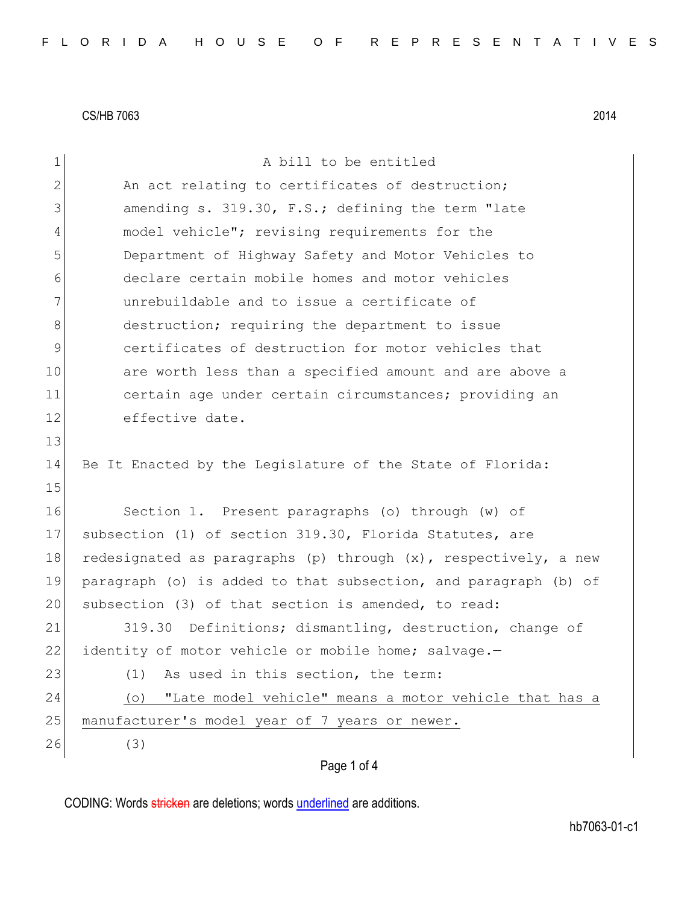CS/HB 7063 2014

A bill to be entitled

An act relating to certificates of destruction; amending s. 319.30, F.S.; defining the term "late model vehicle"; revising requirements for the Department of Highway Safety and Motor Vehicles to declare certain mobile homes and motor vehicles unrebuildable and to issue a certificate of destruction; requiring the department to issue certificates of destruction for motor vehicles that are worth less than a specified amount and are above a certain age under certain circumstances; providing an effective date.

Be It Enacted by the Legislature of the State of Florida:

Section 1. Present paragraphs (o) through (w) of subsection (1) of section 319.30, Florida Statutes, are redesignated as paragraphs (p) through (x), respectively, a new paragraph (o) is added to that subsection, and paragraph (b) of subsection (3) of that section is amended, to read:

319.30 Definitions; dismantling, destruction, change of identity of motor vehicle or mobile home; salvage.—

(1) As used in this section, the term:

<u>(o) "Late model vehicle" means a motor vehicle that has a manufacturer's model year of 7 years or newer.</u>

(3)

CODING: Words ~~stricken~~ are deletions; words <u>underlined</u> are additions.

hb7063-01-c1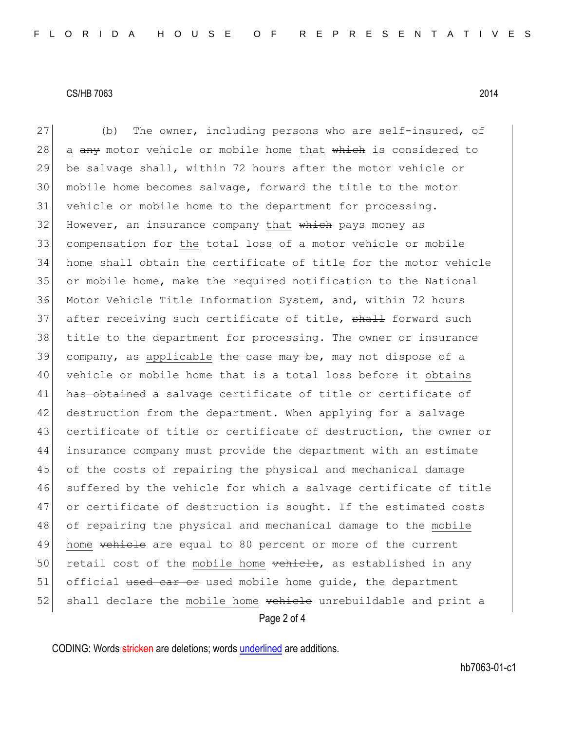(b) The owner, including persons who are self-insured, of a ~~any~~ motor vehicle or mobile home that ~~which~~ is considered to be salvage shall, within 72 hours after the motor vehicle or mobile home becomes salvage, forward the title to the motor vehicle or mobile home to the department for processing. However, an insurance company that ~~which~~ pays money as compensation for the total loss of a motor vehicle or mobile home shall obtain the certificate of title for the motor vehicle or mobile home, make the required notification to the National Motor Vehicle Title Information System, and, within 72 hours after receiving such certificate of title, ~~shall~~ forward such title to the department for processing. The owner or insurance company, as applicable ~~the case may be~~, may not dispose of a vehicle or mobile home that is a total loss before it obtains ~~has obtained~~ a salvage certificate of title or certificate of destruction from the department. When applying for a salvage certificate of title or certificate of destruction, the owner or insurance company must provide the department with an estimate of the costs of repairing the physical and mechanical damage suffered by the vehicle for which a salvage certificate of title or certificate of destruction is sought. If the estimated costs of repairing the physical and mechanical damage to the mobile home ~~vehicle~~ are equal to 80 percent or more of the current retail cost of the mobile home ~~vehicle~~, as established in any official ~~used car or~~ used mobile home guide, the department shall declare the mobile home ~~vehicle~~ unrebuildable and print a

CODING: Words ~~stricken~~ are deletions; words underlined are additions.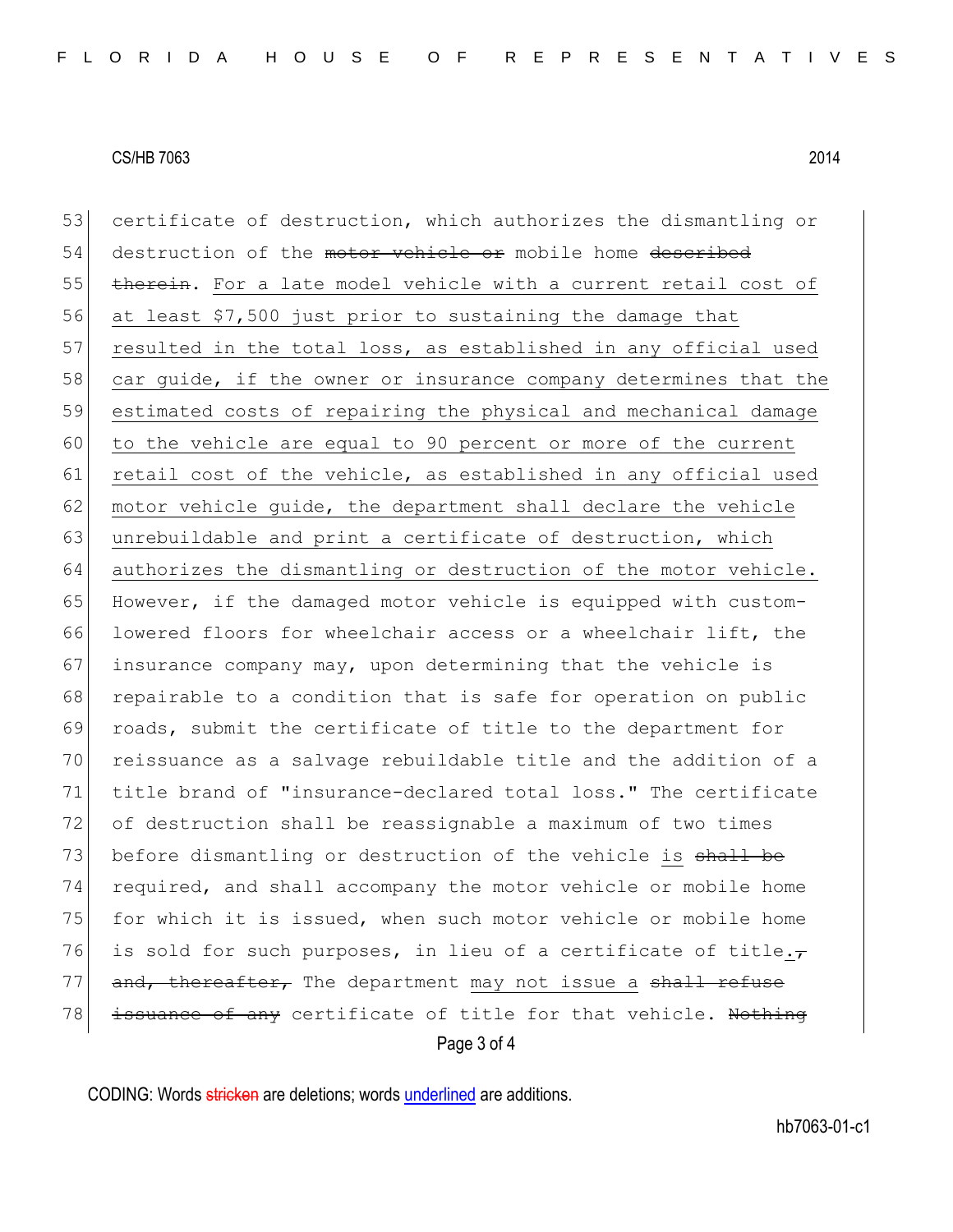certificate of destruction, which authorizes the dismantling or destruction of the ~~motor vehicle or~~ mobile home ~~described therein~~. <u>For a late model vehicle with a current retail cost of at least $7,500 just prior to sustaining the damage that resulted in the total loss, as established in any official used car guide, if the owner or insurance company determines that the estimated costs of repairing the physical and mechanical damage to the vehicle are equal to 90 percent or more of the current retail cost of the vehicle, as established in any official used motor vehicle guide, the department shall declare the vehicle unrebuildable and print a certificate of destruction, which authorizes the dismantling or destruction of the motor vehicle.</u> However, if the damaged motor vehicle is equipped with custom-lowered floors for wheelchair access or a wheelchair lift, the insurance company may, upon determining that the vehicle is repairable to a condition that is safe for operation on public roads, submit the certificate of title to the department for reissuance as a salvage rebuildable title and the addition of a title brand of "insurance-declared total loss." The certificate of destruction shall be reassignable a maximum of two times before dismantling or destruction of the vehicle <u>is</u> ~~shall be~~ required, and shall accompany the motor vehicle or mobile home for which it is issued, when such motor vehicle or mobile home is sold for such purposes, in lieu of a certificate of title<u>.</u>~~, and, thereafter,~~ The department <u>may not issue a</u> ~~shall refuse issuance of any~~ certificate of title for that vehicle. ~~Nothing~~

CODING: Words ~~stricken~~ are deletions; words <u>underlined</u> are additions.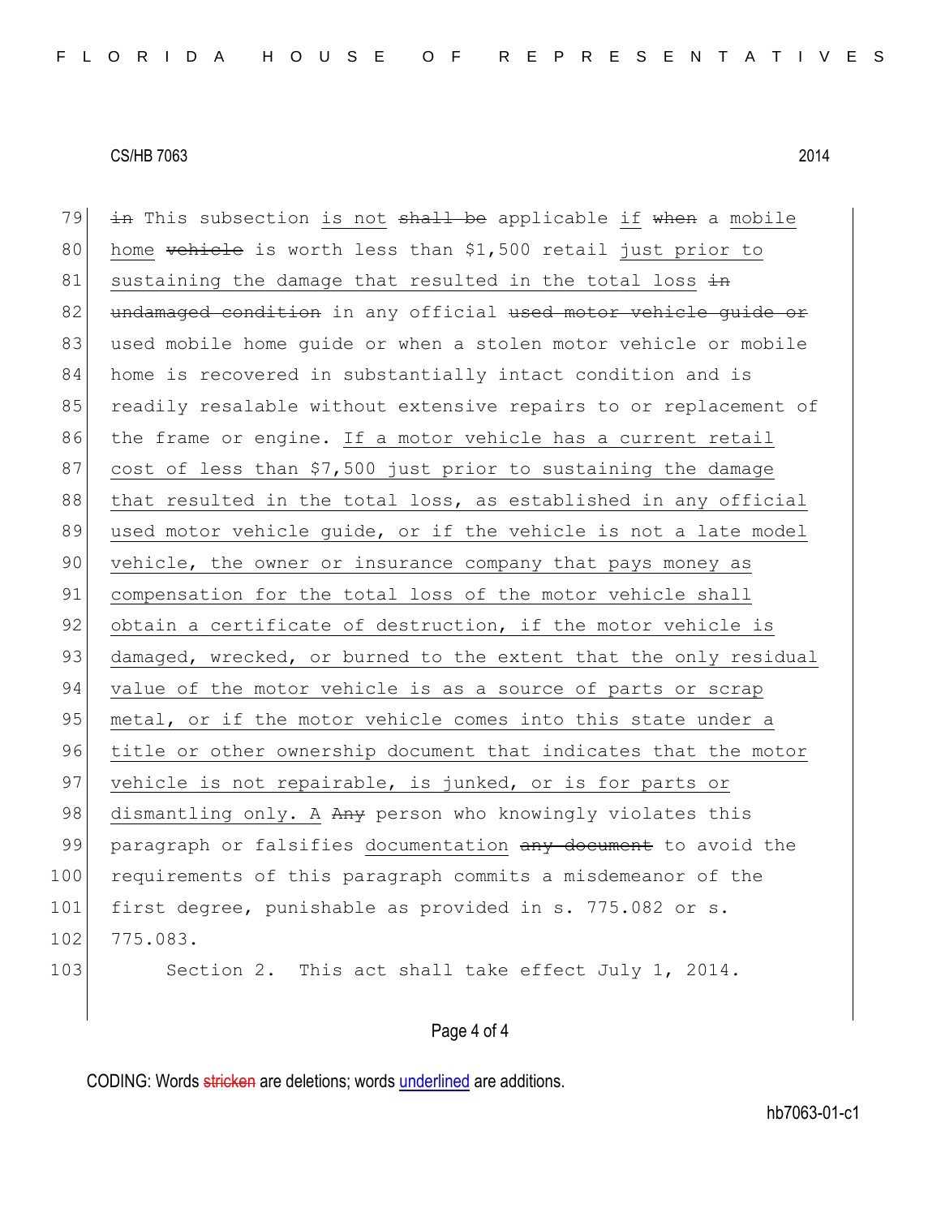79 ~~in~~ This subsection is not ~~shall be~~ applicable if ~~when~~ a mobile
80 home ~~vehicle~~ is worth less than $1,500 retail just prior to
81 sustaining the damage that resulted in the total loss ~~in~~
82 ~~undamaged condition~~ in any official ~~used motor vehicle guide or~~
83 used mobile home guide or when a stolen motor vehicle or mobile
84 home is recovered in substantially intact condition and is
85 readily resalable without extensive repairs to or replacement of
86 the frame or engine. <u>If a motor vehicle has a current retail</u>
87 <u>cost of less than $7,500 just prior to sustaining the damage</u>
88 <u>that resulted in the total loss, as established in any official</u>
89 <u>used motor vehicle guide, or if the vehicle is not a late model</u>
90 <u>vehicle, the owner or insurance company that pays money as</u>
91 <u>compensation for the total loss of the motor vehicle shall</u>
92 <u>obtain a certificate of destruction, if the motor vehicle is</u>
93 <u>damaged, wrecked, or burned to the extent that the only residual</u>
94 <u>value of the motor vehicle is as a source of parts or scrap</u>
95 <u>metal, or if the motor vehicle comes into this state under a</u>
96 <u>title or other ownership document that indicates that the motor</u>
97 <u>vehicle is not repairable, is junked, or is for parts or</u>
98 <u>dismantling only. A</u> ~~Any~~ person who knowingly violates this
99 paragraph or falsifies <u>documentation</u> ~~any document~~ to avoid the
100 requirements of this paragraph commits a misdemeanor of the
101 first degree, punishable as provided in s. 775.082 or s.
102 775.083.
103 Section 2. This act shall take effect July 1, 2014.

CODING: Words ~~stricken~~ are deletions; words <u>underlined</u> are additions.